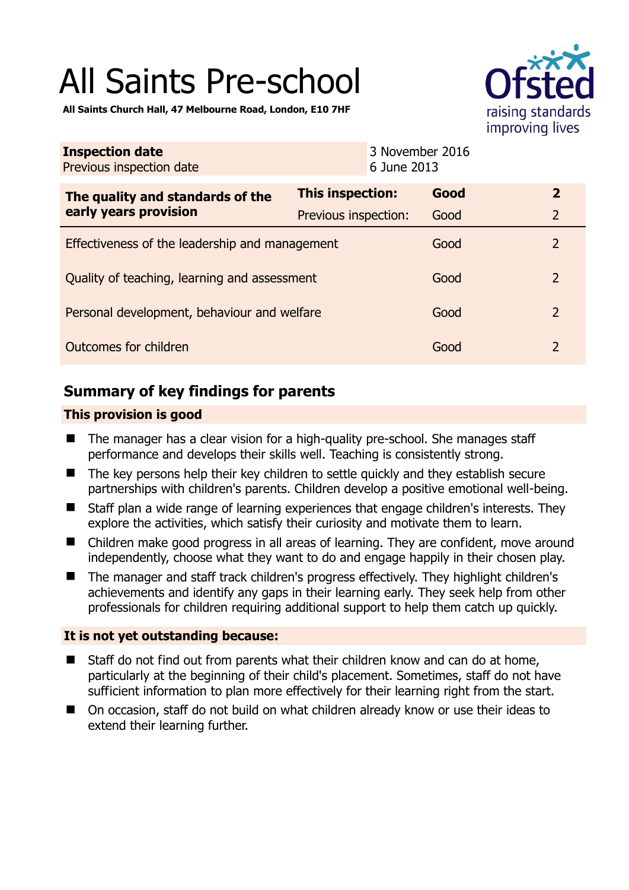# All Saints Pre-school

**All Saints Church Hall, 47 Melbourne Road, London, E10 7HF**

| **Inspection date** | 3 November 2016 |
|---|---|
| Previous inspection date | 6 June 2013 |

| **The quality and standards of the early years provision** | **This inspection:** | **Good** | **2** |
|---|---|---|---|
| | Previous inspection: | Good | 2 |
| Effectiveness of the leadership and management | | Good | 2 |
| Quality of teaching, learning and assessment | | Good | 2 |
| Personal development, behaviour and welfare | | Good | 2 |
| Outcomes for children | | Good | 2 |

## Summary of key findings for parents

### This provision is good

- The manager has a clear vision for a high-quality pre-school. She manages staff performance and develops their skills well. Teaching is consistently strong.
- The key persons help their key children to settle quickly and they establish secure partnerships with children's parents. Children develop a positive emotional well-being.
- Staff plan a wide range of learning experiences that engage children's interests. They explore the activities, which satisfy their curiosity and motivate them to learn.
- Children make good progress in all areas of learning. They are confident, move around independently, choose what they want to do and engage happily in their chosen play.
- The manager and staff track children's progress effectively. They highlight children's achievements and identify any gaps in their learning early. They seek help from other professionals for children requiring additional support to help them catch up quickly.

### It is not yet outstanding because:

- Staff do not find out from parents what their children know and can do at home, particularly at the beginning of their child's placement. Sometimes, staff do not have sufficient information to plan more effectively for their learning right from the start.
- On occasion, staff do not build on what children already know or use their ideas to extend their learning further.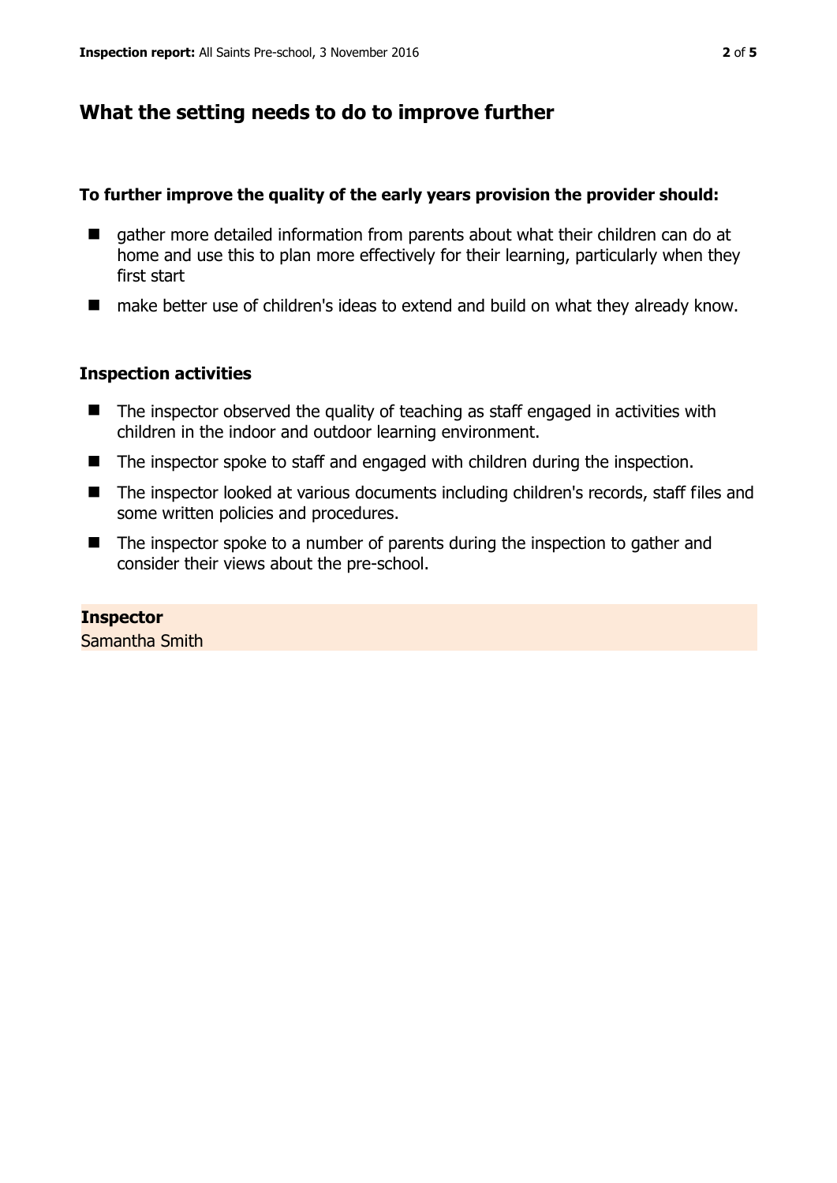## What the setting needs to do to improve further

**To further improve the quality of the early years provision the provider should:**

- gather more detailed information from parents about what their children can do at home and use this to plan more effectively for their learning, particularly when they first start
- make better use of children's ideas to extend and build on what they already know.

### Inspection activities

- The inspector observed the quality of teaching as staff engaged in activities with children in the indoor and outdoor learning environment.
- The inspector spoke to staff and engaged with children during the inspection.
- The inspector looked at various documents including children's records, staff files and some written policies and procedures.
- The inspector spoke to a number of parents during the inspection to gather and consider their views about the pre-school.

**Inspector**
Samantha Smith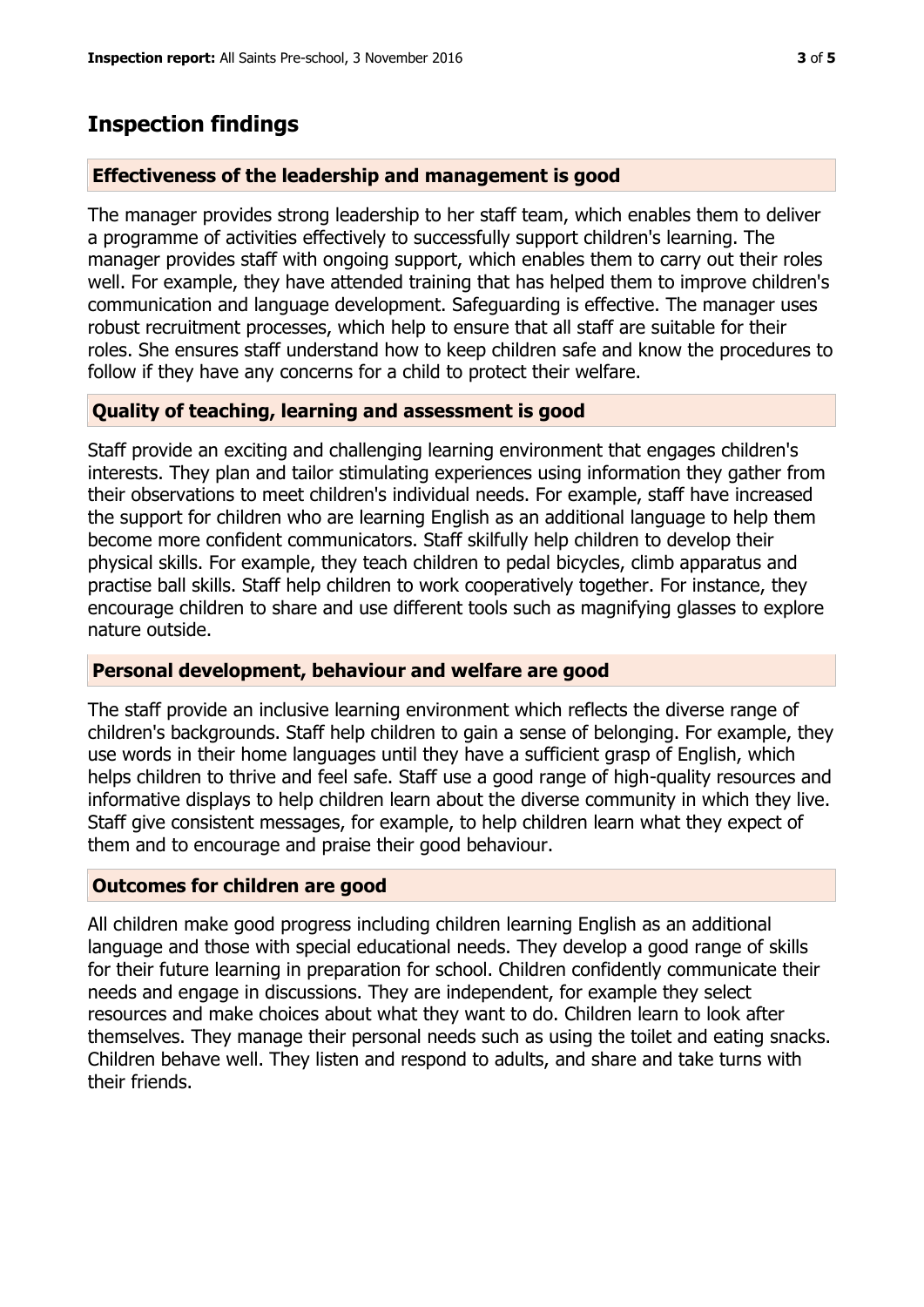# Inspection findings

### Effectiveness of the leadership and management is good

The manager provides strong leadership to her staff team, which enables them to deliver a programme of activities effectively to successfully support children's learning. The manager provides staff with ongoing support, which enables them to carry out their roles well. For example, they have attended training that has helped them to improve children's communication and language development. Safeguarding is effective. The manager uses robust recruitment processes, which help to ensure that all staff are suitable for their roles. She ensures staff understand how to keep children safe and know the procedures to follow if they have any concerns for a child to protect their welfare.

### Quality of teaching, learning and assessment is good

Staff provide an exciting and challenging learning environment that engages children's interests. They plan and tailor stimulating experiences using information they gather from their observations to meet children's individual needs. For example, staff have increased the support for children who are learning English as an additional language to help them become more confident communicators. Staff skilfully help children to develop their physical skills. For example, they teach children to pedal bicycles, climb apparatus and practise ball skills. Staff help children to work cooperatively together. For instance, they encourage children to share and use different tools such as magnifying glasses to explore nature outside.

### Personal development, behaviour and welfare are good

The staff provide an inclusive learning environment which reflects the diverse range of children's backgrounds. Staff help children to gain a sense of belonging. For example, they use words in their home languages until they have a sufficient grasp of English, which helps children to thrive and feel safe. Staff use a good range of high-quality resources and informative displays to help children learn about the diverse community in which they live. Staff give consistent messages, for example, to help children learn what they expect of them and to encourage and praise their good behaviour.

### Outcomes for children are good

All children make good progress including children learning English as an additional language and those with special educational needs. They develop a good range of skills for their future learning in preparation for school. Children confidently communicate their needs and engage in discussions. They are independent, for example they select resources and make choices about what they want to do. Children learn to look after themselves. They manage their personal needs such as using the toilet and eating snacks. Children behave well. They listen and respond to adults, and share and take turns with their friends.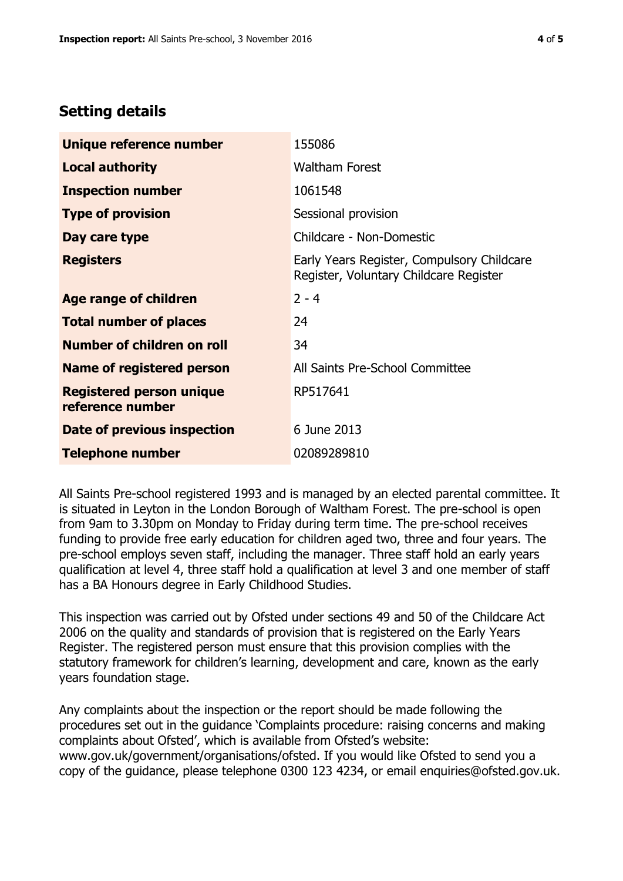## Setting details

| | |
|---|---|
| **Unique reference number** | 155086 |
| **Local authority** | Waltham Forest |
| **Inspection number** | 1061548 |
| **Type of provision** | Sessional provision |
| **Day care type** | Childcare - Non-Domestic |
| **Registers** | Early Years Register, Compulsory Childcare Register, Voluntary Childcare Register |
| **Age range of children** | 2 - 4 |
| **Total number of places** | 24 |
| **Number of children on roll** | 34 |
| **Name of registered person** | All Saints Pre-School Committee |
| **Registered person unique reference number** | RP517641 |
| **Date of previous inspection** | 6 June 2013 |
| **Telephone number** | 02089289810 |

All Saints Pre-school registered 1993 and is managed by an elected parental committee. It is situated in Leyton in the London Borough of Waltham Forest. The pre-school is open from 9am to 3.30pm on Monday to Friday during term time. The pre-school receives funding to provide free early education for children aged two, three and four years. The pre-school employs seven staff, including the manager. Three staff hold an early years qualification at level 4, three staff hold a qualification at level 3 and one member of staff has a BA Honours degree in Early Childhood Studies.

This inspection was carried out by Ofsted under sections 49 and 50 of the Childcare Act 2006 on the quality and standards of provision that is registered on the Early Years Register. The registered person must ensure that this provision complies with the statutory framework for children's learning, development and care, known as the early years foundation stage.

Any complaints about the inspection or the report should be made following the procedures set out in the guidance 'Complaints procedure: raising concerns and making complaints about Ofsted', which is available from Ofsted's website: www.gov.uk/government/organisations/ofsted. If you would like Ofsted to send you a copy of the guidance, please telephone 0300 123 4234, or email enquiries@ofsted.gov.uk.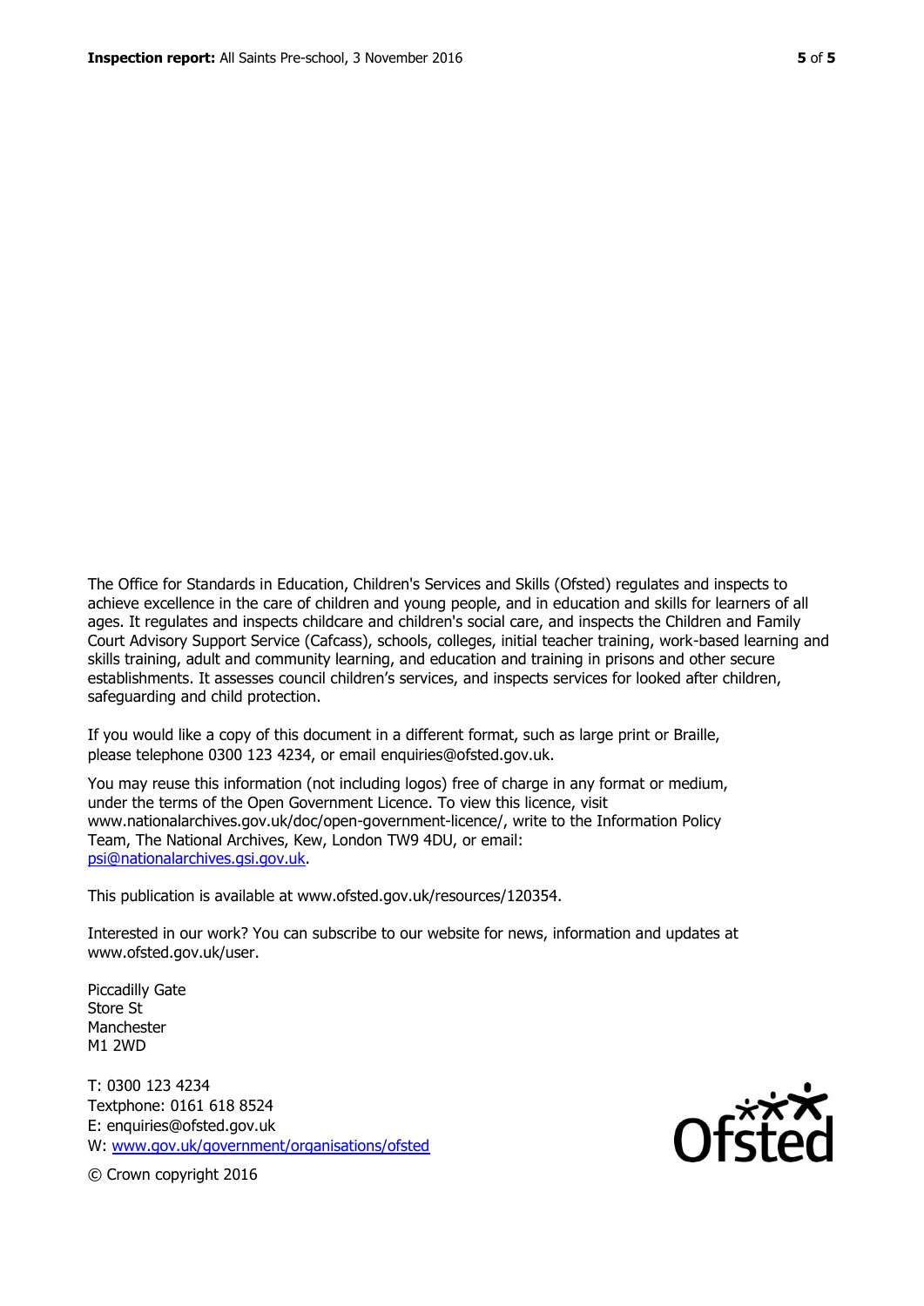The Office for Standards in Education, Children's Services and Skills (Ofsted) regulates and inspects to achieve excellence in the care of children and young people, and in education and skills for learners of all ages. It regulates and inspects childcare and children's social care, and inspects the Children and Family Court Advisory Support Service (Cafcass), schools, colleges, initial teacher training, work-based learning and skills training, adult and community learning, and education and training in prisons and other secure establishments. It assesses council children's services, and inspects services for looked after children, safeguarding and child protection.

If you would like a copy of this document in a different format, such as large print or Braille, please telephone 0300 123 4234, or email enquiries@ofsted.gov.uk.

You may reuse this information (not including logos) free of charge in any format or medium, under the terms of the Open Government Licence. To view this licence, visit www.nationalarchives.gov.uk/doc/open-government-licence/, write to the Information Policy Team, The National Archives, Kew, London TW9 4DU, or email: psi@nationalarchives.gsi.gov.uk.

This publication is available at www.ofsted.gov.uk/resources/120354.

Interested in our work? You can subscribe to our website for news, information and updates at www.ofsted.gov.uk/user.

Piccadilly Gate
Store St
Manchester
M1 2WD

T: 0300 123 4234
Textphone: 0161 618 8524
E: enquiries@ofsted.gov.uk
W: www.gov.uk/government/organisations/ofsted

© Crown copyright 2016